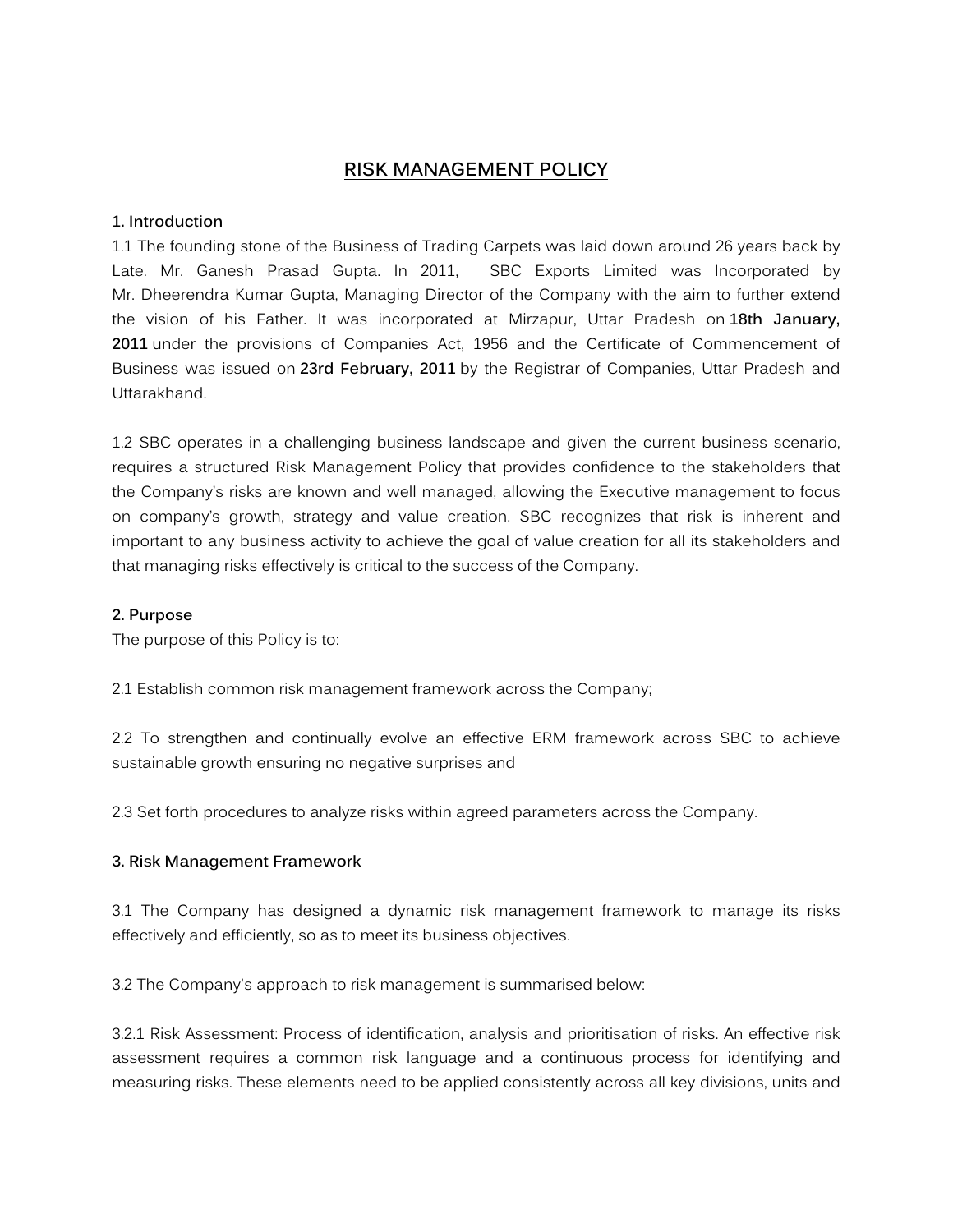# RISK MANAGEMENT POLICY

**1. Introduction**

1.1 The founding stone of the Business of Trading Carpets was laid down around 26 years back by Late. Mr. Ganesh Prasad Gupta. In 2011, SBC Exports Limited was Incorporated by Mr. Dheerendra Kumar Gupta, Managing Director of the Company with the aim to further extend the vision of his Father. It was incorporated at Mirzapur, Uttar Pradesh on **18th January, 2011** under the provisions of Companies Act, 1956 and the Certificate of Commencement of Business was issued on **23rd February, 2011** by the Registrar of Companies, Uttar Pradesh and Uttarakhand.

1.2 SBC operates in a challenging business landscape and given the current business scenario, requires a structured Risk Management Policy that provides confidence to the stakeholders that the Company's risks are known and well managed, allowing the Executive management to focus on company's growth, strategy and value creation. SBC recognizes that risk is inherent and important to any business activity to achieve the goal of value creation for all its stakeholders and that managing risks effectively is critical to the success of the Company.

**2. Purpose**

The purpose of this Policy is to:

2.1 Establish common risk management framework across the Company;

2.2 To strengthen and continually evolve an effective ERM framework across SBC to achieve sustainable growth ensuring no negative surprises and

2.3 Set forth procedures to analyze risks within agreed parameters across the Company.

**3. Risk Management Framework**

3.1 The Company has designed a dynamic risk management framework to manage its risks effectively and efficiently, so as to meet its business objectives.

3.2 The Company's approach to risk management is summarised below:

3.2.1 Risk Assessment: Process of identification, analysis and prioritisation of risks. An effective risk assessment requires a common risk language and a continuous process for identifying and measuring risks. These elements need to be applied consistently across all key divisions, units and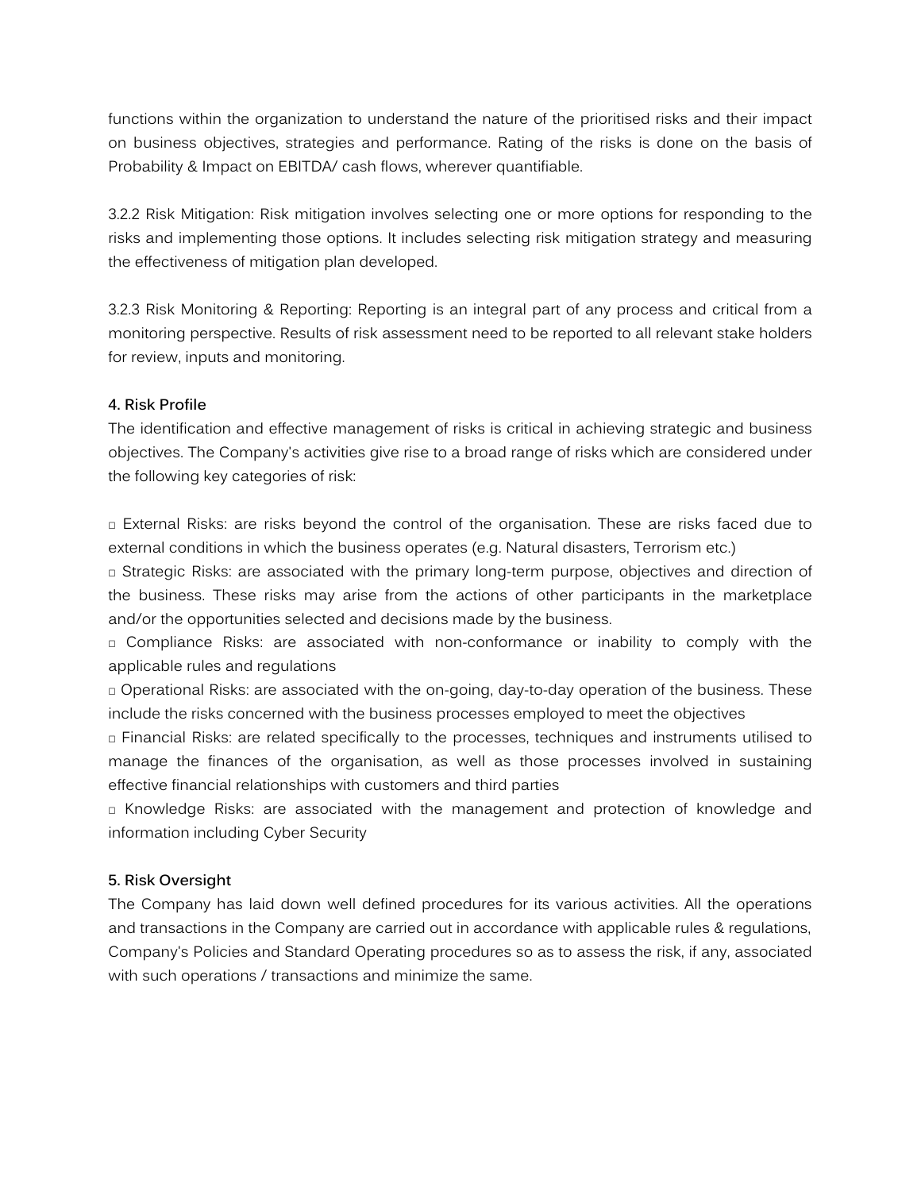functions within the organization to understand the nature of the prioritised risks and their impact on business objectives, strategies and performance. Rating of the risks is done on the basis of Probability & Impact on EBITDA/ cash flows, wherever quantifiable.

3.2.2 Risk Mitigation: Risk mitigation involves selecting one or more options for responding to the risks and implementing those options. It includes selecting risk mitigation strategy and measuring the effectiveness of mitigation plan developed.

3.2.3 Risk Monitoring & Reporting: Reporting is an integral part of any process and critical from a monitoring perspective. Results of risk assessment need to be reported to all relevant stake holders for review, inputs and monitoring.

**4. Risk Profile**

The identification and effective management of risks is critical in achieving strategic and business objectives. The Company's activities give rise to a broad range of risks which are considered under the following key categories of risk:

- External Risks: are risks beyond the control of the organisation. These are risks faced due to external conditions in which the business operates (e.g. Natural disasters, Terrorism etc.)
- Strategic Risks: are associated with the primary long-term purpose, objectives and direction of the business. These risks may arise from the actions of other participants in the marketplace and/or the opportunities selected and decisions made by the business.
- Compliance Risks: are associated with non-conformance or inability to comply with the applicable rules and regulations
- Operational Risks: are associated with the on-going, day-to-day operation of the business. These include the risks concerned with the business processes employed to meet the objectives
- Financial Risks: are related specifically to the processes, techniques and instruments utilised to manage the finances of the organisation, as well as those processes involved in sustaining effective financial relationships with customers and third parties
- Knowledge Risks: are associated with the management and protection of knowledge and information including Cyber Security

**5. Risk Oversight**

The Company has laid down well defined procedures for its various activities. All the operations and transactions in the Company are carried out in accordance with applicable rules & regulations, Company's Policies and Standard Operating procedures so as to assess the risk, if any, associated with such operations / transactions and minimize the same.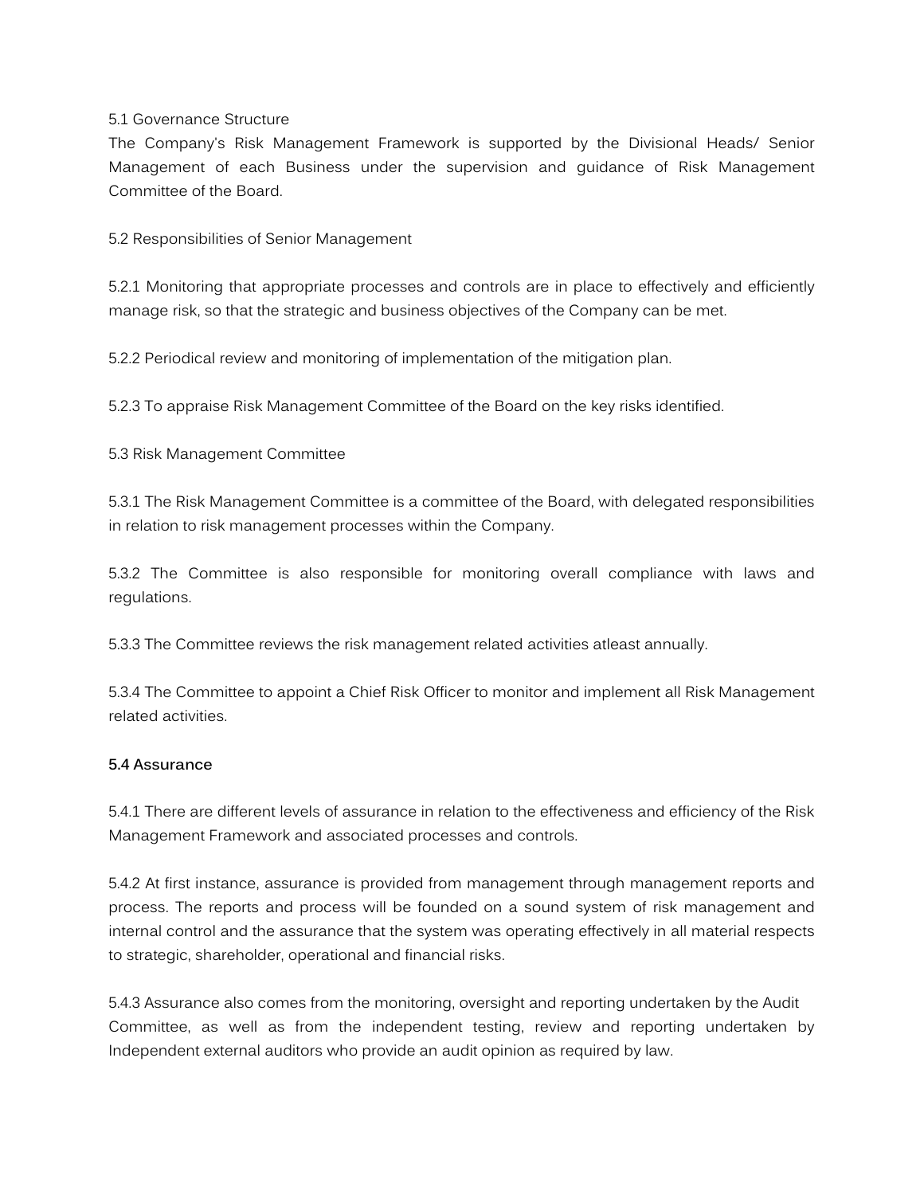5.1 Governance Structure

The Company's Risk Management Framework is supported by the Divisional Heads/ Senior Management of each Business under the supervision and guidance of Risk Management Committee of the Board.

5.2 Responsibilities of Senior Management

5.2.1 Monitoring that appropriate processes and controls are in place to effectively and efficiently manage risk, so that the strategic and business objectives of the Company can be met.

5.2.2 Periodical review and monitoring of implementation of the mitigation plan.

5.2.3 To appraise Risk Management Committee of the Board on the key risks identified.

5.3 Risk Management Committee

5.3.1 The Risk Management Committee is a committee of the Board, with delegated responsibilities in relation to risk management processes within the Company.

5.3.2 The Committee is also responsible for monitoring overall compliance with laws and regulations.

5.3.3 The Committee reviews the risk management related activities atleast annually.

5.3.4 The Committee to appoint a Chief Risk Officer to monitor and implement all Risk Management related activities.

**5.4 Assurance**

5.4.1 There are different levels of assurance in relation to the effectiveness and efficiency of the Risk Management Framework and associated processes and controls.

5.4.2 At first instance, assurance is provided from management through management reports and process. The reports and process will be founded on a sound system of risk management and internal control and the assurance that the system was operating effectively in all material respects to strategic, shareholder, operational and financial risks.

5.4.3 Assurance also comes from the monitoring, oversight and reporting undertaken by the Audit Committee, as well as from the independent testing, review and reporting undertaken by Independent external auditors who provide an audit opinion as required by law.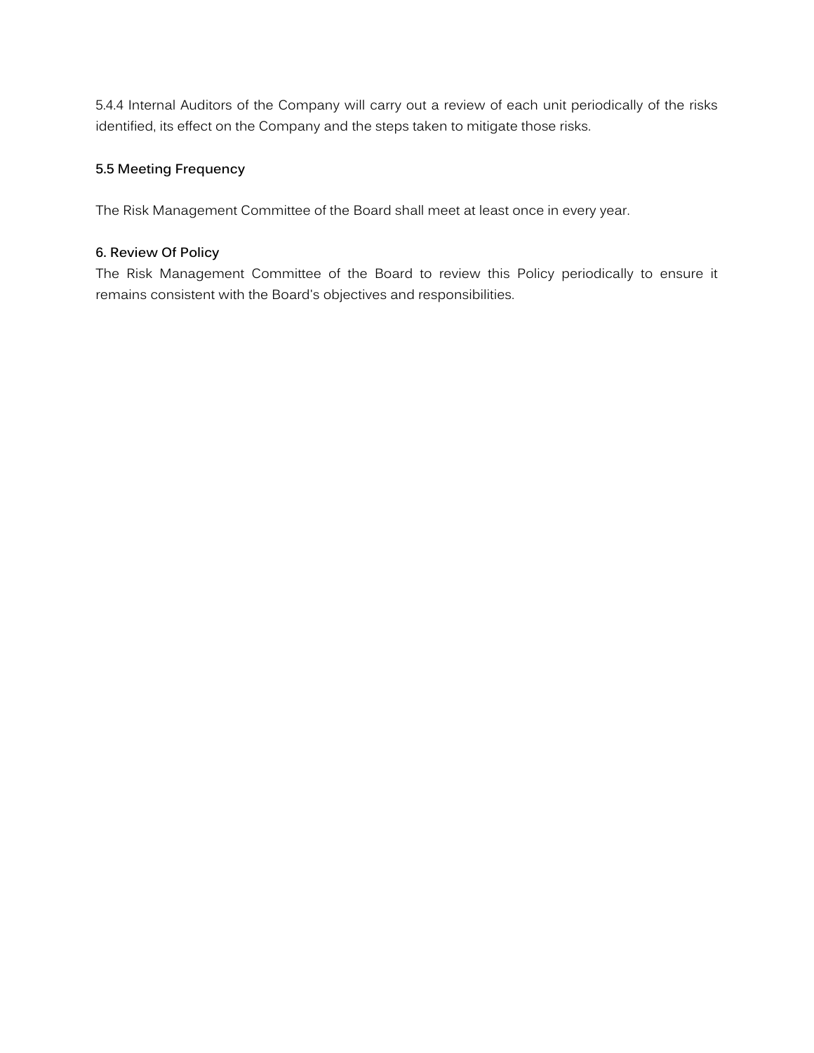5.4.4 Internal Auditors of the Company will carry out a review of each unit periodically of the risks identified, its effect on the Company and the steps taken to mitigate those risks.

### 5.5 Meeting Frequency

The Risk Management Committee of the Board shall meet at least once in every year.

## 6. Review Of Policy

The Risk Management Committee of the Board to review this Policy periodically to ensure it remains consistent with the Board's objectives and responsibilities.